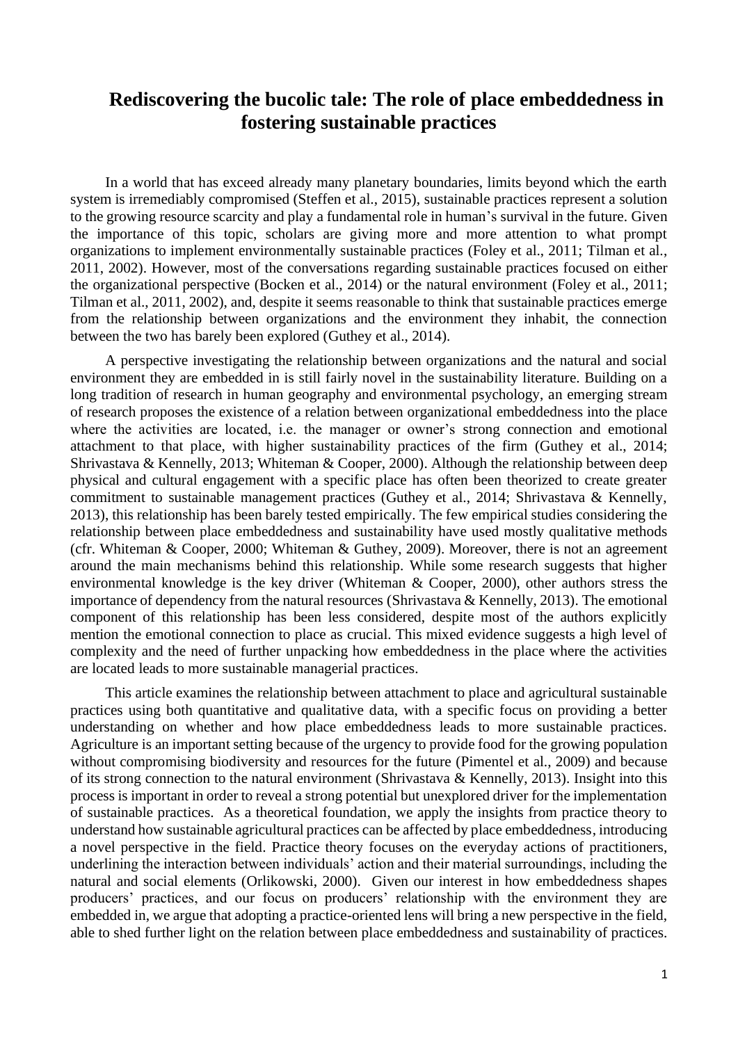# Rediscovering the bucolic tale: The role of place embeddedness in fostering sustainable practices

In a world that has exceed already many planetary boundaries, limits beyond which the earth system is irremediably compromised (Steffen et al., 2015), sustainable practices represent a solution to the growing resource scarcity and play a fundamental role in human's survival in the future. Given the importance of this topic, scholars are giving more and more attention to what prompt organizations to implement environmentally sustainable practices (Foley et al., 2011; Tilman et al., 2011, 2002). However, most of the conversations regarding sustainable practices focused on either the organizational perspective (Bocken et al., 2014) or the natural environment (Foley et al., 2011; Tilman et al., 2011, 2002), and, despite it seems reasonable to think that sustainable practices emerge from the relationship between organizations and the environment they inhabit, the connection between the two has barely been explored (Guthey et al., 2014).

A perspective investigating the relationship between organizations and the natural and social environment they are embedded in is still fairly novel in the sustainability literature. Building on a long tradition of research in human geography and environmental psychology, an emerging stream of research proposes the existence of a relation between organizational embeddedness into the place where the activities are located, i.e. the manager or owner's strong connection and emotional attachment to that place, with higher sustainability practices of the firm (Guthey et al., 2014; Shrivastava & Kennelly, 2013; Whiteman & Cooper, 2000). Although the relationship between deep physical and cultural engagement with a specific place has often been theorized to create greater commitment to sustainable management practices (Guthey et al., 2014; Shrivastava & Kennelly, 2013), this relationship has been barely tested empirically. The few empirical studies considering the relationship between place embeddedness and sustainability have used mostly qualitative methods (cfr. Whiteman & Cooper, 2000; Whiteman & Guthey, 2009). Moreover, there is not an agreement around the main mechanisms behind this relationship. While some research suggests that higher environmental knowledge is the key driver (Whiteman & Cooper, 2000), other authors stress the importance of dependency from the natural resources (Shrivastava & Kennelly, 2013). The emotional component of this relationship has been less considered, despite most of the authors explicitly mention the emotional connection to place as crucial. This mixed evidence suggests a high level of complexity and the need of further unpacking how embeddedness in the place where the activities are located leads to more sustainable managerial practices.

This article examines the relationship between attachment to place and agricultural sustainable practices using both quantitative and qualitative data, with a specific focus on providing a better understanding on whether and how place embeddedness leads to more sustainable practices. Agriculture is an important setting because of the urgency to provide food for the growing population without compromising biodiversity and resources for the future (Pimentel et al., 2009) and because of its strong connection to the natural environment (Shrivastava & Kennelly, 2013). Insight into this process is important in order to reveal a strong potential but unexplored driver for the implementation of sustainable practices. As a theoretical foundation, we apply the insights from practice theory to understand how sustainable agricultural practices can be affected by place embeddedness, introducing a novel perspective in the field. Practice theory focuses on the everyday actions of practitioners, underlining the interaction between individuals' action and their material surroundings, including the natural and social elements (Orlikowski, 2000). Given our interest in how embeddedness shapes producers' practices, and our focus on producers' relationship with the environment they are embedded in, we argue that adopting a practice-oriented lens will bring a new perspective in the field, able to shed further light on the relation between place embeddedness and sustainability of practices.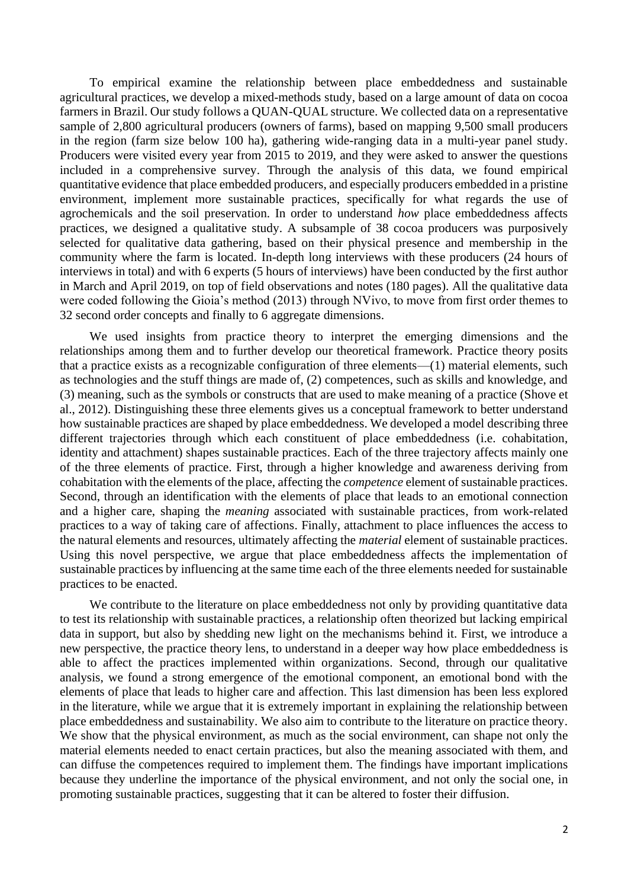To empirical examine the relationship between place embeddedness and sustainable agricultural practices, we develop a mixed-methods study, based on a large amount of data on cocoa farmers in Brazil. Our study follows a QUAN-QUAL structure. We collected data on a representative sample of 2,800 agricultural producers (owners of farms), based on mapping 9,500 small producers in the region (farm size below 100 ha), gathering wide-ranging data in a multi-year panel study. Producers were visited every year from 2015 to 2019, and they were asked to answer the questions included in a comprehensive survey. Through the analysis of this data, we found empirical quantitative evidence that place embedded producers, and especially producers embedded in a pristine environment, implement more sustainable practices, specifically for what regards the use of agrochemicals and the soil preservation. In order to understand *how* place embeddedness affects practices, we designed a qualitative study. A subsample of 38 cocoa producers was purposively selected for qualitative data gathering, based on their physical presence and membership in the community where the farm is located. In-depth long interviews with these producers (24 hours of interviews in total) and with 6 experts (5 hours of interviews) have been conducted by the first author in March and April 2019, on top of field observations and notes (180 pages). All the qualitative data were coded following the Gioia's method (2013) through NVivo, to move from first order themes to 32 second order concepts and finally to 6 aggregate dimensions.

We used insights from practice theory to interpret the emerging dimensions and the relationships among them and to further develop our theoretical framework. Practice theory posits that a practice exists as a recognizable configuration of three elements—(1) material elements, such as technologies and the stuff things are made of, (2) competences, such as skills and knowledge, and (3) meaning, such as the symbols or constructs that are used to make meaning of a practice (Shove et al., 2012). Distinguishing these three elements gives us a conceptual framework to better understand how sustainable practices are shaped by place embeddedness. We developed a model describing three different trajectories through which each constituent of place embeddedness (i.e. cohabitation, identity and attachment) shapes sustainable practices. Each of the three trajectory affects mainly one of the three elements of practice. First, through a higher knowledge and awareness deriving from cohabitation with the elements of the place, affecting the *competence* element of sustainable practices. Second, through an identification with the elements of place that leads to an emotional connection and a higher care, shaping the *meaning* associated with sustainable practices, from work-related practices to a way of taking care of affections. Finally, attachment to place influences the access to the natural elements and resources, ultimately affecting the *material* element of sustainable practices. Using this novel perspective, we argue that place embeddedness affects the implementation of sustainable practices by influencing at the same time each of the three elements needed for sustainable practices to be enacted.

We contribute to the literature on place embeddedness not only by providing quantitative data to test its relationship with sustainable practices, a relationship often theorized but lacking empirical data in support, but also by shedding new light on the mechanisms behind it. First, we introduce a new perspective, the practice theory lens, to understand in a deeper way how place embeddedness is able to affect the practices implemented within organizations. Second, through our qualitative analysis, we found a strong emergence of the emotional component, an emotional bond with the elements of place that leads to higher care and affection. This last dimension has been less explored in the literature, while we argue that it is extremely important in explaining the relationship between place embeddedness and sustainability. We also aim to contribute to the literature on practice theory. We show that the physical environment, as much as the social environment, can shape not only the material elements needed to enact certain practices, but also the meaning associated with them, and can diffuse the competences required to implement them. The findings have important implications because they underline the importance of the physical environment, and not only the social one, in promoting sustainable practices, suggesting that it can be altered to foster their diffusion.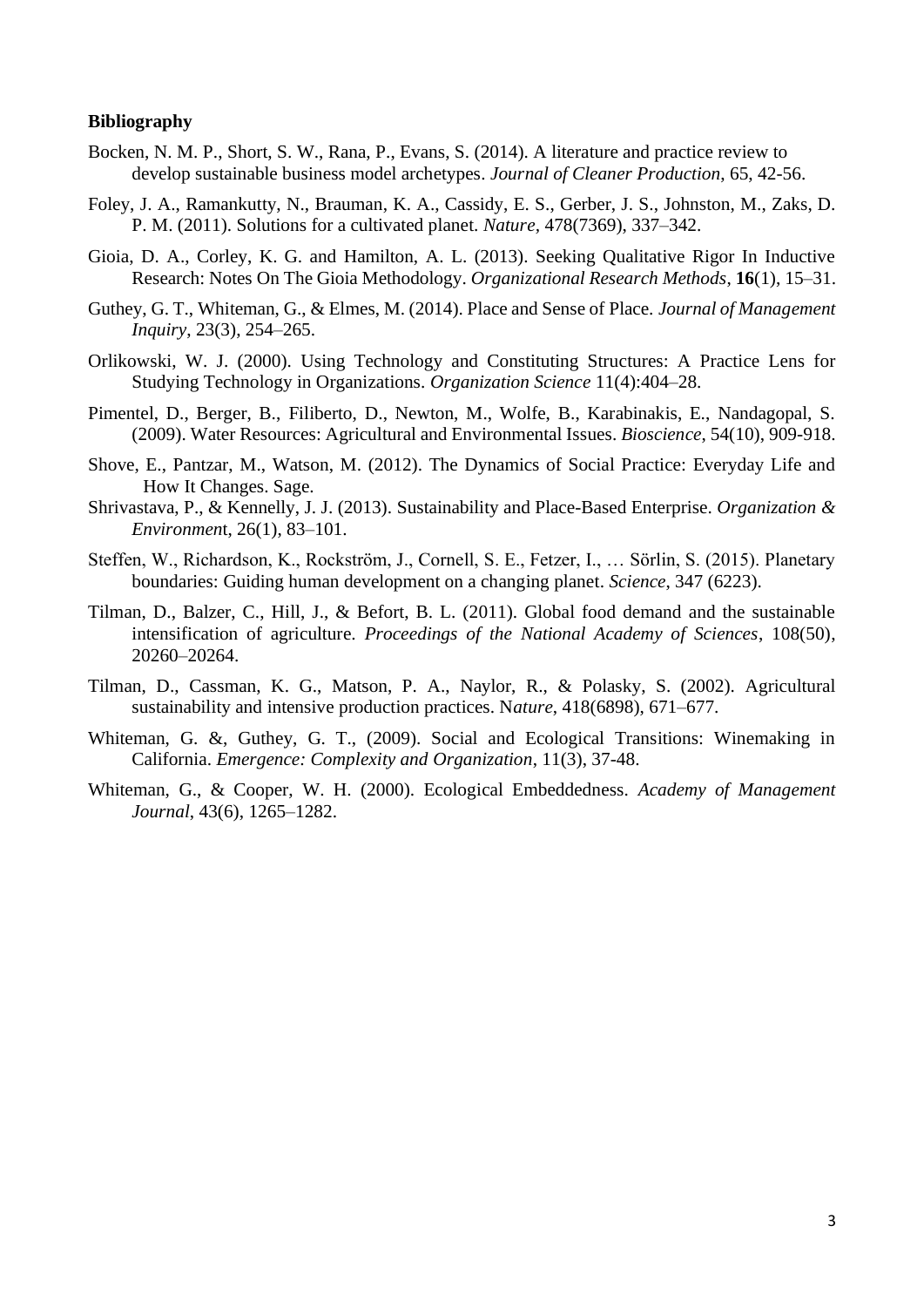**Bibliography**

Bocken, N. M. P., Short, S. W., Rana, P., Evans, S. (2014). A literature and practice review to develop sustainable business model archetypes. *Journal of Cleaner Production*, 65, 42-56.

Foley, J. A., Ramankutty, N., Brauman, K. A., Cassidy, E. S., Gerber, J. S., Johnston, M., Zaks, D. P. M. (2011). Solutions for a cultivated planet. *Nature*, 478(7369), 337–342.

Gioia, D. A., Corley, K. G. and Hamilton, A. L. (2013). Seeking Qualitative Rigor In Inductive Research: Notes On The Gioia Methodology. *Organizational Research Methods*, **16**(1), 15–31.

Guthey, G. T., Whiteman, G., & Elmes, M. (2014). Place and Sense of Place. *Journal of Management Inquiry*, 23(3), 254–265.

Orlikowski, W. J. (2000). Using Technology and Constituting Structures: A Practice Lens for Studying Technology in Organizations. *Organization Science* 11(4):404–28.

Pimentel, D., Berger, B., Filiberto, D., Newton, M., Wolfe, B., Karabinakis, E., Nandagopal, S. (2009). Water Resources: Agricultural and Environmental Issues. *Bioscience*, 54(10), 909-918.

Shove, E., Pantzar, M., Watson, M. (2012). The Dynamics of Social Practice: Everyday Life and How It Changes. Sage.

Shrivastava, P., & Kennelly, J. J. (2013). Sustainability and Place-Based Enterprise. *Organization & Environmen*t, 26(1), 83–101.

Steffen, W., Richardson, K., Rockström, J., Cornell, S. E., Fetzer, I., … Sörlin, S. (2015). Planetary boundaries: Guiding human development on a changing planet. *Science*, 347 (6223).

Tilman, D., Balzer, C., Hill, J., & Befort, B. L. (2011). Global food demand and the sustainable intensification of agriculture. *Proceedings of the National Academy of Sciences*, 108(50), 20260–20264.

Tilman, D., Cassman, K. G., Matson, P. A., Naylor, R., & Polasky, S. (2002). Agricultural sustainability and intensive production practices. N*ature*, 418(6898), 671–677.

Whiteman, G. &, Guthey, G. T., (2009). Social and Ecological Transitions: Winemaking in California. *Emergence: Complexity and Organization*, 11(3), 37-48.

Whiteman, G., & Cooper, W. H. (2000). Ecological Embeddedness. *Academy of Management Journal*, 43(6), 1265–1282.